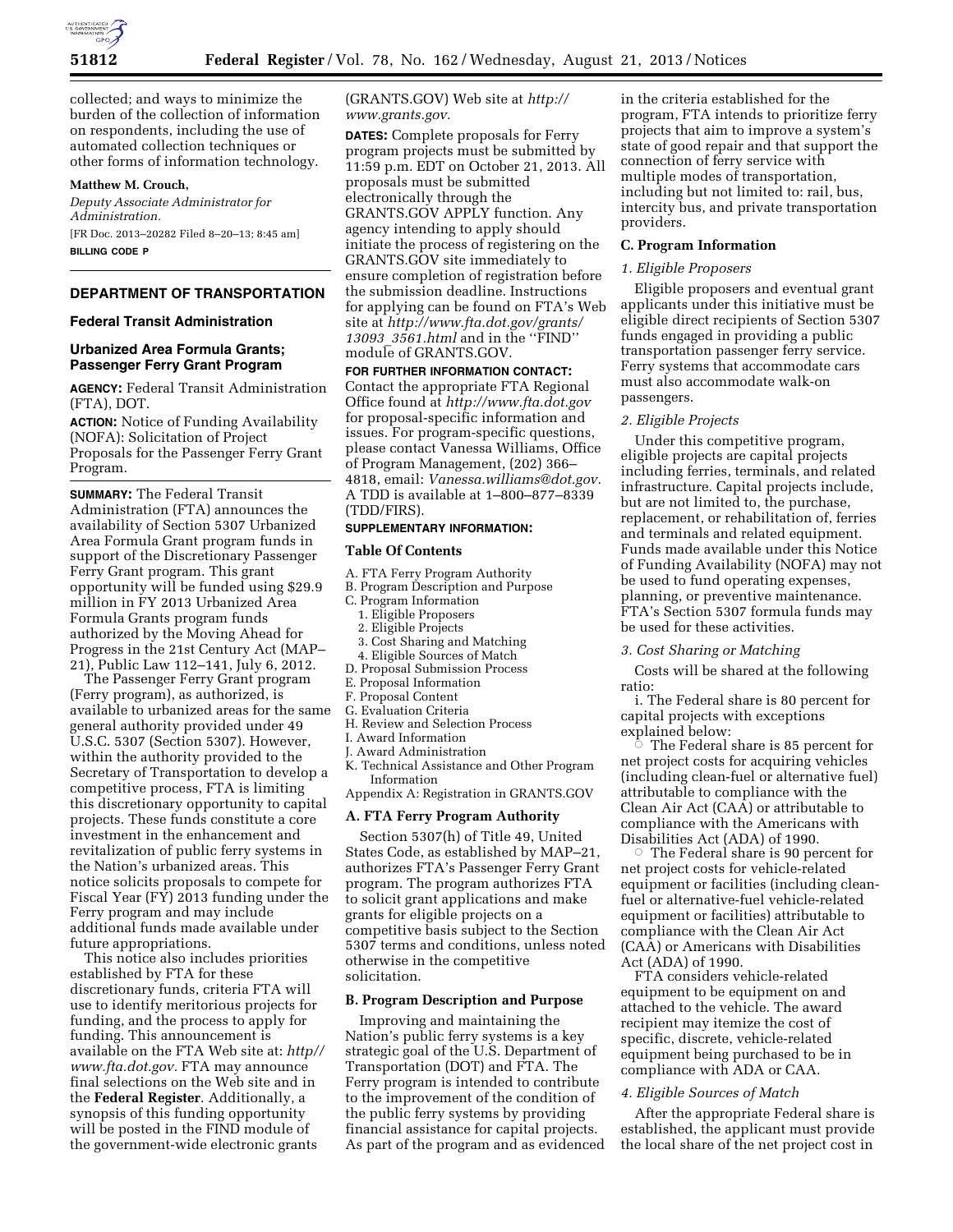collected; and ways to minimize the burden of the collection of information on respondents, including the use of automated collection techniques or other forms of information technology.

**Matthew M. Crouch,**

*Deputy Associate Administrator for Administration.*

[FR Doc. 2013–20282 Filed 8–20–13; 8:45 am]

**BILLING CODE P**

## DEPARTMENT OF TRANSPORTATION

### Federal Transit Administration

### Urbanized Area Formula Grants; Passenger Ferry Grant Program

**AGENCY:** Federal Transit Administration (FTA), DOT.

**ACTION:** Notice of Funding Availability (NOFA): Solicitation of Project Proposals for the Passenger Ferry Grant Program.

**SUMMARY:** The Federal Transit Administration (FTA) announces the availability of Section 5307 Urbanized Area Formula Grant program funds in support of the Discretionary Passenger Ferry Grant program. This grant opportunity will be funded using $29.9 million in FY 2013 Urbanized Area Formula Grants program funds authorized by the Moving Ahead for Progress in the 21st Century Act (MAP–21), Public Law 112–141, July 6, 2012.

The Passenger Ferry Grant program (Ferry program), as authorized, is available to urbanized areas for the same general authority provided under 49 U.S.C. 5307 (Section 5307). However, within the authority provided to the Secretary of Transportation to develop a competitive process, FTA is limiting this discretionary opportunity to capital projects. These funds constitute a core investment in the enhancement and revitalization of public ferry systems in the Nation's urbanized areas. This notice solicits proposals to compete for Fiscal Year (FY) 2013 funding under the Ferry program and may include additional funds made available under future appropriations.

This notice also includes priorities established by FTA for these discretionary funds, criteria FTA will use to identify meritorious projects for funding, and the process to apply for funding. This announcement is available on the FTA Web site at: *http//www.fta.dot.gov.* FTA may announce final selections on the Web site and in the **Federal Register**. Additionally, a synopsis of this funding opportunity will be posted in the FIND module of the government-wide electronic grants (GRANTS.GOV) Web site at *http://www.grants.gov.*

**DATES:** Complete proposals for Ferry program projects must be submitted by 11:59 p.m. EDT on October 21, 2013. All proposals must be submitted electronically through the GRANTS.GOV APPLY function. Any agency intending to apply should initiate the process of registering on the GRANTS.GOV site immediately to ensure completion of registration before the submission deadline. Instructions for applying can be found on FTA's Web site at *http://www.fta.dot.gov/grants/13093_3561.html* and in the ''FIND'' module of GRANTS.GOV.

**FOR FURTHER INFORMATION CONTACT:** Contact the appropriate FTA Regional Office found at *http://www.fta.dot.gov* for proposal-specific information and issues. For program-specific questions, please contact Vanessa Williams, Office of Program Management, (202) 366–4818, email: *Vanessa.williams@dot.gov.* A TDD is available at 1–800–877–8339 (TDD/FIRS).

**SUPPLEMENTARY INFORMATION:**

### Table Of Contents

A. FTA Ferry Program Authority
B. Program Description and Purpose
C. Program Information
  1. Eligible Proposers
  2. Eligible Projects
  3. Cost Sharing and Matching
  4. Eligible Sources of Match
D. Proposal Submission Process
E. Proposal Information
F. Proposal Content
G. Evaluation Criteria
H. Review and Selection Process
I. Award Information
J. Award Administration
K. Technical Assistance and Other Program Information
Appendix A: Registration in GRANTS.GOV

### A. FTA Ferry Program Authority

Section 5307(h) of Title 49, United States Code, as established by MAP–21, authorizes FTA's Passenger Ferry Grant program. The program authorizes FTA to solicit grant applications and make grants for eligible projects on a competitive basis subject to the Section 5307 terms and conditions, unless noted otherwise in the competitive solicitation.

### B. Program Description and Purpose

Improving and maintaining the Nation's public ferry systems is a key strategic goal of the U.S. Department of Transportation (DOT) and FTA. The Ferry program is intended to contribute to the improvement of the condition of the public ferry systems by providing financial assistance for capital projects. As part of the program and as evidenced in the criteria established for the program, FTA intends to prioritize ferry projects that aim to improve a system's state of good repair and that support the connection of ferry service with multiple modes of transportation, including but not limited to: rail, bus, intercity bus, and private transportation providers.

### C. Program Information

*1. Eligible Proposers*

Eligible proposers and eventual grant applicants under this initiative must be eligible direct recipients of Section 5307 funds engaged in providing a public transportation passenger ferry service. Ferry systems that accommodate cars must also accommodate walk-on passengers.

*2. Eligible Projects*

Under this competitive program, eligible projects are capital projects including ferries, terminals, and related infrastructure. Capital projects include, but are not limited to, the purchase, replacement, or rehabilitation of, ferries and terminals and related equipment. Funds made available under this Notice of Funding Availability (NOFA) may not be used to fund operating expenses, planning, or preventive maintenance. FTA's Section 5307 formula funds may be used for these activities.

*3. Cost Sharing or Matching*

Costs will be shared at the following ratio:

i. The Federal share is 80 percent for capital projects with exceptions explained below:

○ The Federal share is 85 percent for net project costs for acquiring vehicles (including clean-fuel or alternative fuel) attributable to compliance with the Clean Air Act (CAA) or attributable to compliance with the Americans with Disabilities Act (ADA) of 1990.

○ The Federal share is 90 percent for net project costs for vehicle-related equipment or facilities (including clean-fuel or alternative-fuel vehicle-related equipment or facilities) attributable to compliance with the Clean Air Act (CAA) or Americans with Disabilities Act (ADA) of 1990.

FTA considers vehicle-related equipment to be equipment on and attached to the vehicle. The award recipient may itemize the cost of specific, discrete, vehicle-related equipment being purchased to be in compliance with ADA or CAA.

*4. Eligible Sources of Match*

After the appropriate Federal share is established, the applicant must provide the local share of the net project cost in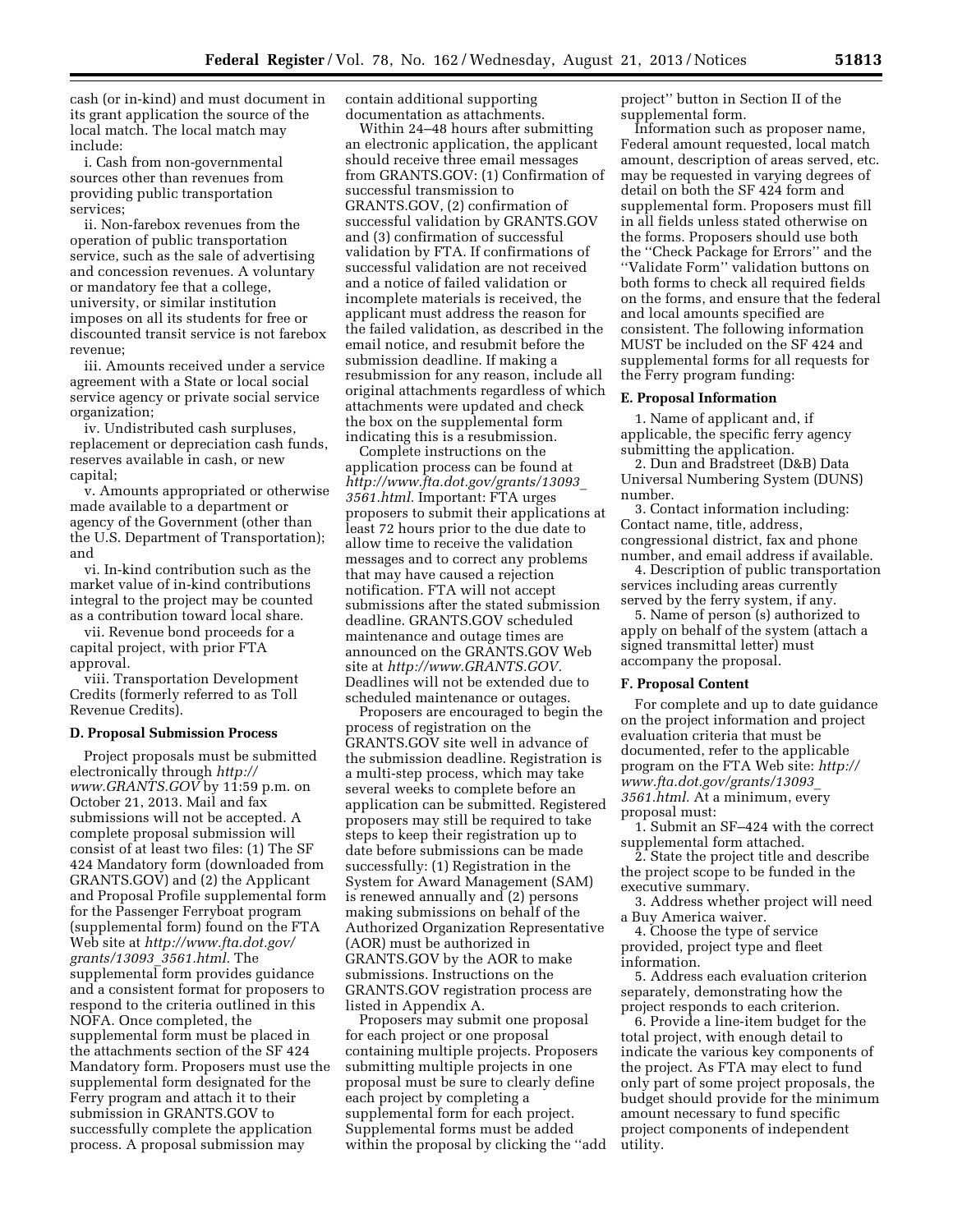cash (or in-kind) and must document in its grant application the source of the local match. The local match may include:

i. Cash from non-governmental sources other than revenues from providing public transportation services;

ii. Non-farebox revenues from the operation of public transportation service, such as the sale of advertising and concession revenues. A voluntary or mandatory fee that a college, university, or similar institution imposes on all its students for free or discounted transit service is not farebox revenue;

iii. Amounts received under a service agreement with a State or local social service agency or private social service organization;

iv. Undistributed cash surpluses, replacement or depreciation cash funds, reserves available in cash, or new capital;

v. Amounts appropriated or otherwise made available to a department or agency of the Government (other than the U.S. Department of Transportation); and

vi. In-kind contribution such as the market value of in-kind contributions integral to the project may be counted as a contribution toward local share.

vii. Revenue bond proceeds for a capital project, with prior FTA approval.

viii. Transportation Development Credits (formerly referred to as Toll Revenue Credits).

### D. Proposal Submission Process

Project proposals must be submitted electronically through *http://www.GRANTS.GOV* by 11:59 p.m. on October 21, 2013. Mail and fax submissions will not be accepted. A complete proposal submission will consist of at least two files: (1) The SF 424 Mandatory form (downloaded from GRANTS.GOV) and (2) the Applicant and Proposal Profile supplemental form for the Passenger Ferryboat program (supplemental form) found on the FTA Web site at *http://www.fta.dot.gov/grants/13093_3561.html.* The supplemental form provides guidance and a consistent format for proposers to respond to the criteria outlined in this NOFA. Once completed, the supplemental form must be placed in the attachments section of the SF 424 Mandatory form. Proposers must use the supplemental form designated for the Ferry program and attach it to their submission in GRANTS.GOV to successfully complete the application process. A proposal submission may contain additional supporting documentation as attachments.

Within 24–48 hours after submitting an electronic application, the applicant should receive three email messages from GRANTS.GOV: (1) Confirmation of successful transmission to GRANTS.GOV, (2) confirmation of successful validation by GRANTS.GOV and (3) confirmation of successful validation by FTA. If confirmations of successful validation are not received and a notice of failed validation or incomplete materials is received, the applicant must address the reason for the failed validation, as described in the email notice, and resubmit before the submission deadline. If making a resubmission for any reason, include all original attachments regardless of which attachments were updated and check the box on the supplemental form indicating this is a resubmission.

Complete instructions on the application process can be found at *http://www.fta.dot.gov/grants/13093_3561.html.* Important: FTA urges proposers to submit their applications at least 72 hours prior to the due date to allow time to receive the validation messages and to correct any problems that may have caused a rejection notification. FTA will not accept submissions after the stated submission deadline. GRANTS.GOV scheduled maintenance and outage times are announced on the GRANTS.GOV Web site at *http://www.GRANTS.GOV.* Deadlines will not be extended due to scheduled maintenance or outages.

Proposers are encouraged to begin the process of registration on the GRANTS.GOV site well in advance of the submission deadline. Registration is a multi-step process, which may take several weeks to complete before an application can be submitted. Registered proposers may still be required to take steps to keep their registration up to date before submissions can be made successfully: (1) Registration in the System for Award Management (SAM) is renewed annually and (2) persons making submissions on behalf of the Authorized Organization Representative (AOR) must be authorized in GRANTS.GOV by the AOR to make submissions. Instructions on the GRANTS.GOV registration process are listed in Appendix A.

Proposers may submit one proposal for each project or one proposal containing multiple projects. Proposers submitting multiple projects in one proposal must be sure to clearly define each project by completing a supplemental form for each project. Supplemental forms must be added within the proposal by clicking the ''add project'' button in Section II of the supplemental form.

Information such as proposer name, Federal amount requested, local match amount, description of areas served, etc. may be requested in varying degrees of detail on both the SF 424 form and supplemental form. Proposers must fill in all fields unless stated otherwise on the forms. Proposers should use both the ''Check Package for Errors'' and the ''Validate Form'' validation buttons on both forms to check all required fields on the forms, and ensure that the federal and local amounts specified are consistent. The following information MUST be included on the SF 424 and supplemental forms for all requests for the Ferry program funding:

### E. Proposal Information

1. Name of applicant and, if applicable, the specific ferry agency submitting the application.
2. Dun and Bradstreet (D&B) Data Universal Numbering System (DUNS) number.
3. Contact information including: Contact name, title, address, congressional district, fax and phone number, and email address if available.
4. Description of public transportation services including areas currently served by the ferry system, if any.
5. Name of person (s) authorized to apply on behalf of the system (attach a signed transmittal letter) must accompany the proposal.

### F. Proposal Content

For complete and up to date guidance on the project information and project evaluation criteria that must be documented, refer to the applicable program on the FTA Web site: *http://www.fta.dot.gov/grants/13093_3561.html.* At a minimum, every proposal must:

1. Submit an SF–424 with the correct supplemental form attached.
2. State the project title and describe the project scope to be funded in the executive summary.
3. Address whether project will need a Buy America waiver.
4. Choose the type of service provided, project type and fleet information.
5. Address each evaluation criterion separately, demonstrating how the project responds to each criterion.
6. Provide a line-item budget for the total project, with enough detail to indicate the various key components of the project. As FTA may elect to fund only part of some project proposals, the budget should provide for the minimum amount necessary to fund specific project components of independent utility.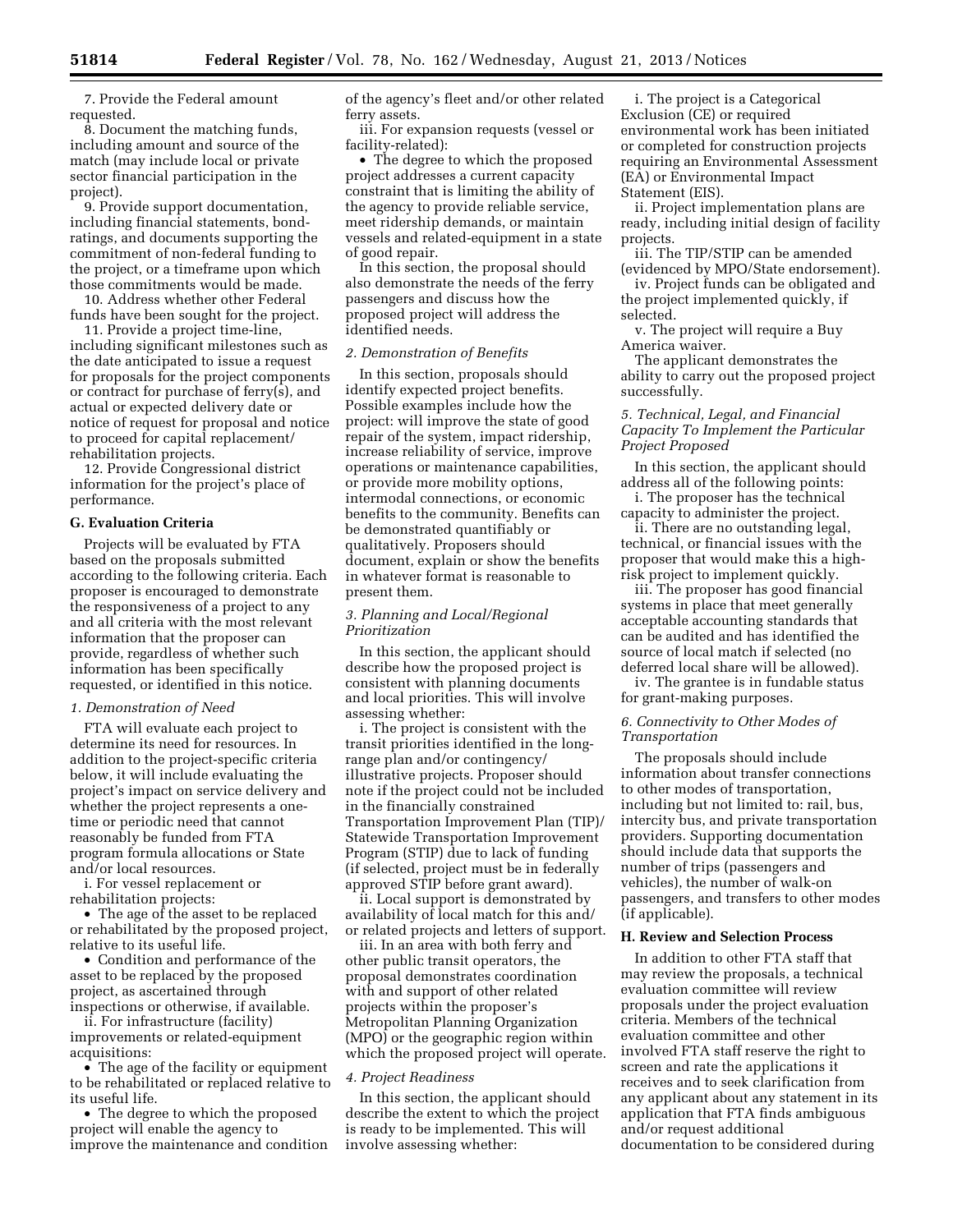7. Provide the Federal amount requested.

8. Document the matching funds, including amount and source of the match (may include local or private sector financial participation in the project).

9. Provide support documentation, including financial statements, bond-ratings, and documents supporting the commitment of non-federal funding to the project, or a timeframe upon which those commitments would be made.

10. Address whether other Federal funds have been sought for the project.

11. Provide a project time-line, including significant milestones such as the date anticipated to issue a request for proposals for the project components or contract for purchase of ferry(s), and actual or expected delivery date or notice of request for proposal and notice to proceed for capital replacement/rehabilitation projects.

12. Provide Congressional district information for the project's place of performance.

**G. Evaluation Criteria**

Projects will be evaluated by FTA based on the proposals submitted according to the following criteria. Each proposer is encouraged to demonstrate the responsiveness of a project to any and all criteria with the most relevant information that the proposer can provide, regardless of whether such information has been specifically requested, or identified in this notice.

*1. Demonstration of Need*

FTA will evaluate each project to determine its need for resources. In addition to the project-specific criteria below, it will include evaluating the project's impact on service delivery and whether the project represents a one-time or periodic need that cannot reasonably be funded from FTA program formula allocations or State and/or local resources.

i. For vessel replacement or rehabilitation projects:

- The age of the asset to be replaced or rehabilitated by the proposed project, relative to its useful life.
- Condition and performance of the asset to be replaced by the proposed project, as ascertained through inspections or otherwise, if available.

ii. For infrastructure (facility) improvements or related-equipment acquisitions:

- The age of the facility or equipment to be rehabilitated or replaced relative to its useful life.
- The degree to which the proposed project will enable the agency to improve the maintenance and condition of the agency's fleet and/or other related ferry assets.

iii. For expansion requests (vessel or facility-related):

- The degree to which the proposed project addresses a current capacity constraint that is limiting the ability of the agency to provide reliable service, meet ridership demands, or maintain vessels and related-equipment in a state of good repair.

In this section, the proposal should also demonstrate the needs of the ferry passengers and discuss how the proposed project will address the identified needs.

*2. Demonstration of Benefits*

In this section, proposals should identify expected project benefits. Possible examples include how the project: will improve the state of good repair of the system, impact ridership, increase reliability of service, improve operations or maintenance capabilities, or provide more mobility options, intermodal connections, or economic benefits to the community. Benefits can be demonstrated quantifiably or qualitatively. Proposers should document, explain or show the benefits in whatever format is reasonable to present them.

*3. Planning and Local/Regional Prioritization*

In this section, the applicant should describe how the proposed project is consistent with planning documents and local priorities. This will involve assessing whether:

i. The project is consistent with the transit priorities identified in the long-range plan and/or contingency/illustrative projects. Proposer should note if the project could not be included in the financially constrained Transportation Improvement Plan (TIP)/Statewide Transportation Improvement Program (STIP) due to lack of funding (if selected, project must be in federally approved STIP before grant award).

ii. Local support is demonstrated by availability of local match for this and/or related projects and letters of support.

iii. In an area with both ferry and other public transit operators, the proposal demonstrates coordination with and support of other related projects within the proposer's Metropolitan Planning Organization (MPO) or the geographic region within which the proposed project will operate.

*4. Project Readiness*

In this section, the applicant should describe the extent to which the project is ready to be implemented. This will involve assessing whether:

i. The project is a Categorical Exclusion (CE) or required environmental work has been initiated or completed for construction projects requiring an Environmental Assessment (EA) or Environmental Impact Statement (EIS).

ii. Project implementation plans are ready, including initial design of facility projects.

iii. The TIP/STIP can be amended (evidenced by MPO/State endorsement).

iv. Project funds can be obligated and the project implemented quickly, if selected.

v. The project will require a Buy America waiver.

The applicant demonstrates the ability to carry out the proposed project successfully.

*5. Technical, Legal, and Financial Capacity To Implement the Particular Project Proposed*

In this section, the applicant should address all of the following points:

i. The proposer has the technical capacity to administer the project.

ii. There are no outstanding legal, technical, or financial issues with the proposer that would make this a high-risk project to implement quickly.

iii. The proposer has good financial systems in place that meet generally acceptable accounting standards that can be audited and has identified the source of local match if selected (no deferred local share will be allowed).

iv. The grantee is in fundable status for grant-making purposes.

*6. Connectivity to Other Modes of Transportation*

The proposals should include information about transfer connections to other modes of transportation, including but not limited to: rail, bus, intercity bus, and private transportation providers. Supporting documentation should include data that supports the number of trips (passengers and vehicles), the number of walk-on passengers, and transfers to other modes (if applicable).

**H. Review and Selection Process**

In addition to other FTA staff that may review the proposals, a technical evaluation committee will review proposals under the project evaluation criteria. Members of the technical evaluation committee and other involved FTA staff reserve the right to screen and rate the applications it receives and to seek clarification from any applicant about any statement in its application that FTA finds ambiguous and/or request additional documentation to be considered during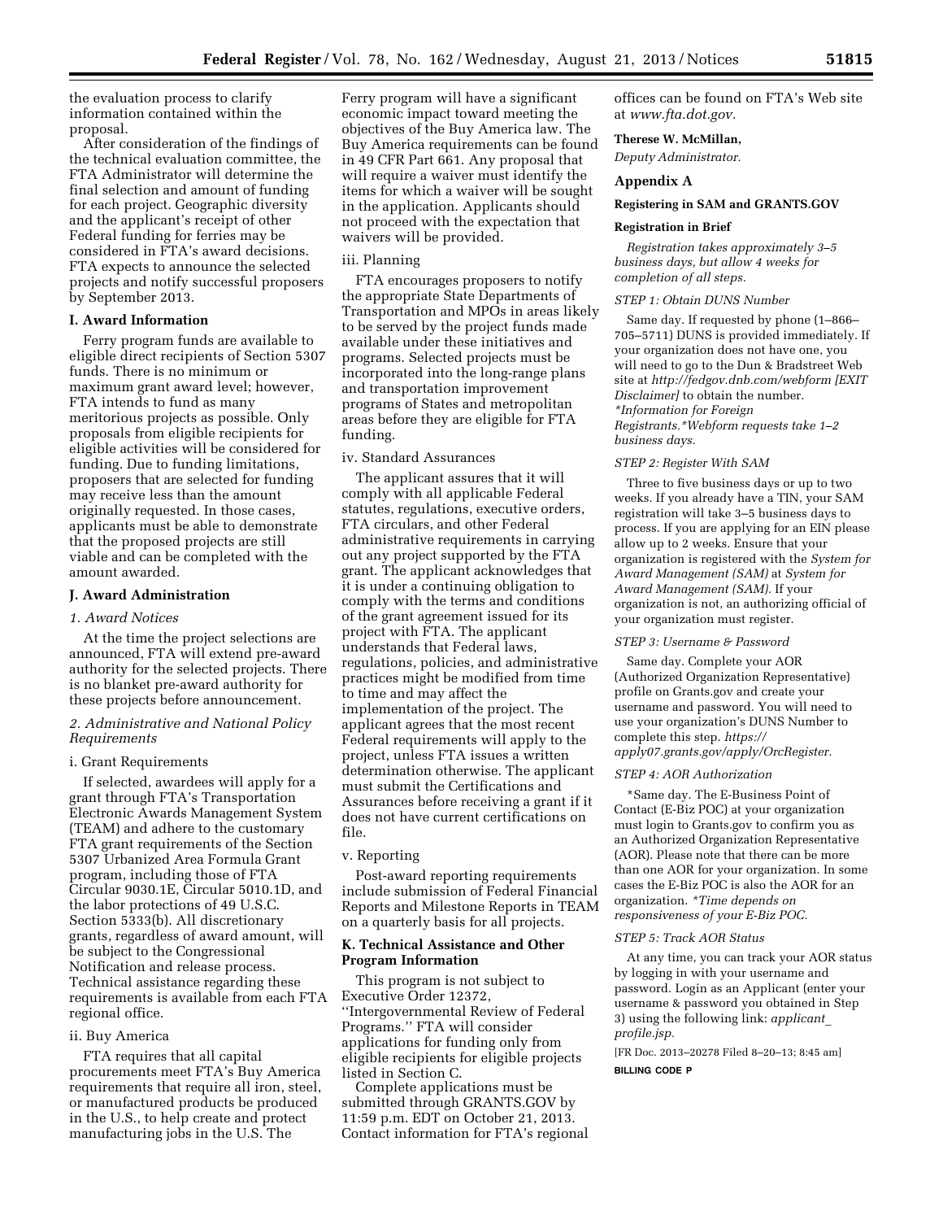the evaluation process to clarify information contained within the proposal.

After consideration of the findings of the technical evaluation committee, the FTA Administrator will determine the final selection and amount of funding for each project. Geographic diversity and the applicant's receipt of other Federal funding for ferries may be considered in FTA's award decisions. FTA expects to announce the selected projects and notify successful proposers by September 2013.

### I. Award Information

Ferry program funds are available to eligible direct recipients of Section 5307 funds. There is no minimum or maximum grant award level; however, FTA intends to fund as many meritorious projects as possible. Only proposals from eligible recipients for eligible activities will be considered for funding. Due to funding limitations, proposers that are selected for funding may receive less than the amount originally requested. In those cases, applicants must be able to demonstrate that the proposed projects are still viable and can be completed with the amount awarded.

### J. Award Administration

*1. Award Notices*

At the time the project selections are announced, FTA will extend pre-award authority for the selected projects. There is no blanket pre-award authority for these projects before announcement.

*2. Administrative and National Policy Requirements*

i. Grant Requirements

If selected, awardees will apply for a grant through FTA's Transportation Electronic Awards Management System (TEAM) and adhere to the customary FTA grant requirements of the Section 5307 Urbanized Area Formula Grant program, including those of FTA Circular 9030.1E, Circular 5010.1D, and the labor protections of 49 U.S.C. Section 5333(b). All discretionary grants, regardless of award amount, will be subject to the Congressional Notification and release process. Technical assistance regarding these requirements is available from each FTA regional office.

ii. Buy America

FTA requires that all capital procurements meet FTA's Buy America requirements that require all iron, steel, or manufactured products be produced in the U.S., to help create and protect manufacturing jobs in the U.S. The Ferry program will have a significant economic impact toward meeting the objectives of the Buy America law. The Buy America requirements can be found in 49 CFR Part 661. Any proposal that will require a waiver must identify the items for which a waiver will be sought in the application. Applicants should not proceed with the expectation that waivers will be provided.

iii. Planning

FTA encourages proposers to notify the appropriate State Departments of Transportation and MPOs in areas likely to be served by the project funds made available under these initiatives and programs. Selected projects must be incorporated into the long-range plans and transportation improvement programs of States and metropolitan areas before they are eligible for FTA funding.

iv. Standard Assurances

The applicant assures that it will comply with all applicable Federal statutes, regulations, executive orders, FTA circulars, and other Federal administrative requirements in carrying out any project supported by the FTA grant. The applicant acknowledges that it is under a continuing obligation to comply with the terms and conditions of the grant agreement issued for its project with FTA. The applicant understands that Federal laws, regulations, policies, and administrative practices might be modified from time to time and may affect the implementation of the project. The applicant agrees that the most recent Federal requirements will apply to the project, unless FTA issues a written determination otherwise. The applicant must submit the Certifications and Assurances before receiving a grant if it does not have current certifications on file.

v. Reporting

Post-award reporting requirements include submission of Federal Financial Reports and Milestone Reports in TEAM on a quarterly basis for all projects.

### K. Technical Assistance and Other Program Information

This program is not subject to Executive Order 12372, ''Intergovernmental Review of Federal Programs.'' FTA will consider applications for funding only from eligible recipients for eligible projects listed in Section C.

Complete applications must be submitted through GRANTS.GOV by 11:59 p.m. EDT on October 21, 2013. Contact information for FTA's regional offices can be found on FTA's Web site at *www.fta.dot.gov*.

**Therese W. McMillan,**

*Deputy Administrator.*

## Appendix A

### Registering in SAM and GRANTS.GOV

#### Registration in Brief

*Registration takes approximately 3–5 business days, but allow 4 weeks for completion of all steps.*

*STEP 1: Obtain DUNS Number*

Same day. If requested by phone (1–866–705–5711) DUNS is provided immediately. If your organization does not have one, you will need to go to the Dun & Bradstreet Web site at *http://fedgov.dnb.com/webform [EXIT Disclaimer]* to obtain the number. *\*Information for Foreign Registrants.\*Webform requests take 1–2 business days.*

*STEP 2: Register With SAM*

Three to five business days or up to two weeks. If you already have a TIN, your SAM registration will take 3–5 business days to process. If you are applying for an EIN please allow up to 2 weeks. Ensure that your organization is registered with the *System for Award Management (SAM)* at *System for Award Management (SAM).* If your organization is not, an authorizing official of your organization must register.

*STEP 3: Username & Password*

Same day. Complete your AOR (Authorized Organization Representative) profile on Grants.gov and create your username and password. You will need to use your organization's DUNS Number to complete this step. *https://apply07.grants.gov/apply/OrcRegister.*

*STEP 4: AOR Authorization*

\*Same day. The E-Business Point of Contact (E-Biz POC) at your organization must login to Grants.gov to confirm you as an Authorized Organization Representative (AOR). Please note that there can be more than one AOR for your organization. In some cases the E-Biz POC is also the AOR for an organization. *\*Time depends on responsiveness of your E-Biz POC.*

*STEP 5: Track AOR Status*

At any time, you can track your AOR status by logging in with your username and password. Login as an Applicant (enter your username & password you obtained in Step 3) using the following link: *applicant_profile.jsp.*

[FR Doc. 2013–20278 Filed 8–20–13; 8:45 am]

**BILLING CODE P**